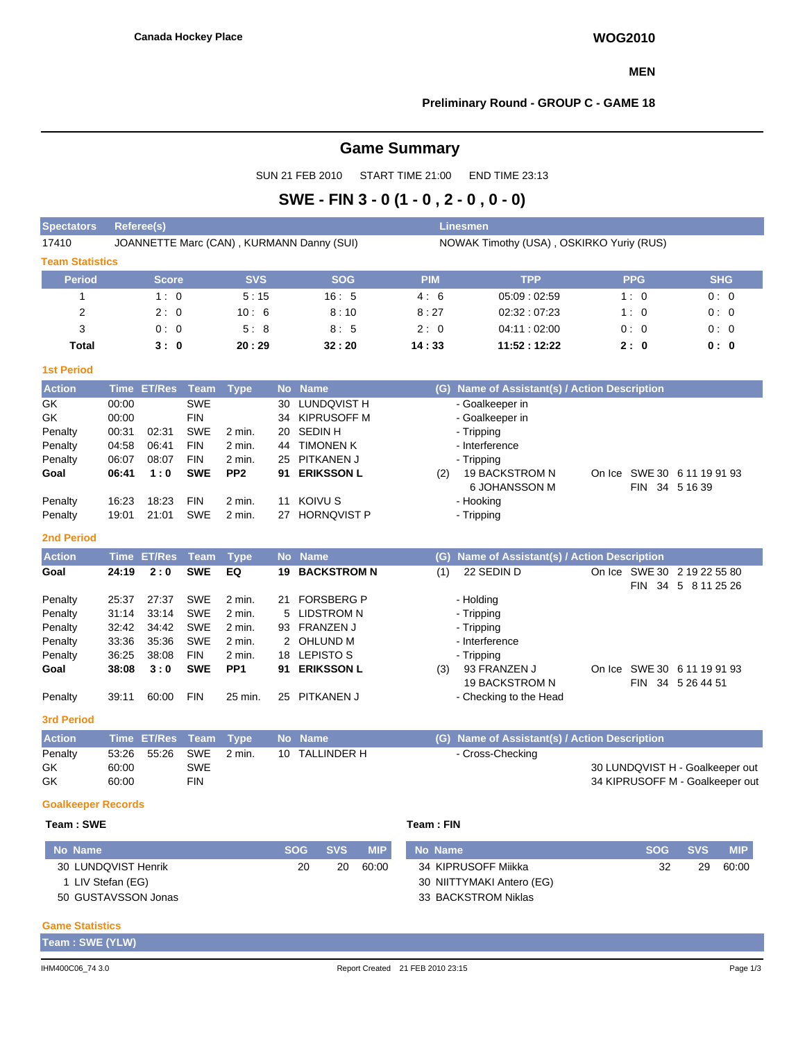Canada Hockey Place

**WOG2010**

**MEN**

**Preliminary Round - GROUP C - GAME 18**

# Game Summary

SUN 21 FEB 2010 START TIME 21:00 END TIME 23:13

## SWE - FIN 3 - 0 (1 - 0 , 2 - 0 , 0 - 0)

| Spectators | Referee(s) | Linesmen |
|---|---|---|
| 17410 | JOANNETTE Marc (CAN) , KURMANN Danny (SUI) | NOWAK Timothy (USA) , OSKIRKO Yuriy (RUS) |

### Team Statistics

| Period | Score | SVS | SOG | PIM | TPP | PPG | SHG |
|---|---|---|---|---|---|---|---|
| 1 | 1 : 0 | 5 : 15 | 16 : 5 | 4 : 6 | 05:09 : 02:59 | 1 : 0 | 0 : 0 |
| 2 | 2 : 0 | 10 : 6 | 8 : 10 | 8 : 27 | 02:32 : 07:23 | 1 : 0 | 0 : 0 |
| 3 | 0 : 0 | 5 : 8 | 8 : 5 | 2 : 0 | 04:11 : 02:00 | 0 : 0 | 0 : 0 |
| **Total** | **3 : 0** | **20 : 29** | **32 : 20** | **14 : 33** | **11:52 : 12:22** | **2 : 0** | **0 : 0** |

### 1st Period

| Action | Time | ET/Res | Team | Type | No | Name | (G) | Name of Assistant(s) / Action Description | On Ice |
|---|---|---|---|---|---|---|---|---|---|
| GK | 00:00 | | SWE | | 30 | LUNDQVIST H | | - Goalkeeper in | |
| GK | 00:00 | | FIN | | 34 | KIPRUSOFF M | | - Goalkeeper in | |
| Penalty | 00:31 | 02:31 | SWE | 2 min. | 20 | SEDIN H | | - Tripping | |
| Penalty | 04:58 | 06:41 | FIN | 2 min. | 44 | TIMONEN K | | - Interference | |
| Penalty | 06:07 | 08:07 | FIN | 2 min. | 25 | PITKANEN J | | - Tripping | |
| **Goal** | **06:41** | **1 : 0** | **SWE** | **PP2** | **91** | **ERIKSSON L** | (2) | 19 BACKSTROM N, 6 JOHANSSON M | SWE 30 6 11 19 91 93; FIN 34 5 16 39 |
| Penalty | 16:23 | 18:23 | FIN | 2 min. | 11 | KOIVU S | | - Hooking | |
| Penalty | 19:01 | 21:01 | SWE | 2 min. | 27 | HORNQVIST P | | - Tripping | |

### 2nd Period

| Action | Time | ET/Res | Team | Type | No | Name | (G) | Name of Assistant(s) / Action Description | On Ice |
|---|---|---|---|---|---|---|---|---|---|
| **Goal** | **24:19** | **2 : 0** | **SWE** | **EQ** | **19** | **BACKSTROM N** | (1) | 22 SEDIN D | SWE 30 2 19 22 55 80; FIN 34 5 8 11 25 26 |
| Penalty | 25:37 | 27:37 | SWE | 2 min. | 21 | FORSBERG P | | - Holding | |
| Penalty | 31:14 | 33:14 | SWE | 2 min. | 5 | LIDSTROM N | | - Tripping | |
| Penalty | 32:42 | 34:42 | SWE | 2 min. | 93 | FRANZEN J | | - Tripping | |
| Penalty | 33:36 | 35:36 | SWE | 2 min. | 2 | OHLUND M | | - Interference | |
| Penalty | 36:25 | 38:08 | FIN | 2 min. | 18 | LEPISTO S | | - Tripping | |
| **Goal** | **38:08** | **3 : 0** | **SWE** | **PP1** | **91** | **ERIKSSON L** | (3) | 93 FRANZEN J, 19 BACKSTROM N | SWE 30 6 11 19 91 93; FIN 34 5 26 44 51 |
| Penalty | 39:11 | 60:00 | FIN | 25 min. | 25 | PITKANEN J | | - Checking to the Head | |

### 3rd Period

| Action | Time | ET/Res | Team | Type | No | Name | (G) | Name of Assistant(s) / Action Description |
|---|---|---|---|---|---|---|---|---|
| Penalty | 53:26 | 55:26 | SWE | 2 min. | 10 | TALLINDER H | | - Cross-Checking |
| GK | 60:00 | | SWE | | | | | 30 LUNDQVIST H - Goalkeeper out |
| GK | 60:00 | | FIN | | | | | 34 KIPRUSOFF M - Goalkeeper out |

### Goalkeeper Records

**Team : SWE**

| No | Name | SOG | SVS | MIP |
|---|---|---|---|---|
| 30 | LUNDQVIST Henrik | 20 | 20 | 60:00 |
| 1 | LIV Stefan (EG) | | | |
| 50 | GUSTAVSSON Jonas | | | |

**Team : FIN**

| No | Name | SOG | SVS | MIP |
|---|---|---|---|---|
| 34 | KIPRUSOFF Miikka | 32 | 29 | 60:00 |
| 30 | NIITTYMAKI Antero (EG) | | | |
| 33 | BACKSTROM Niklas | | | |

### Game Statistics

**Team : SWE (YLW)**

IHM400C06_74 3.0 Report Created 21 FEB 2010 23:15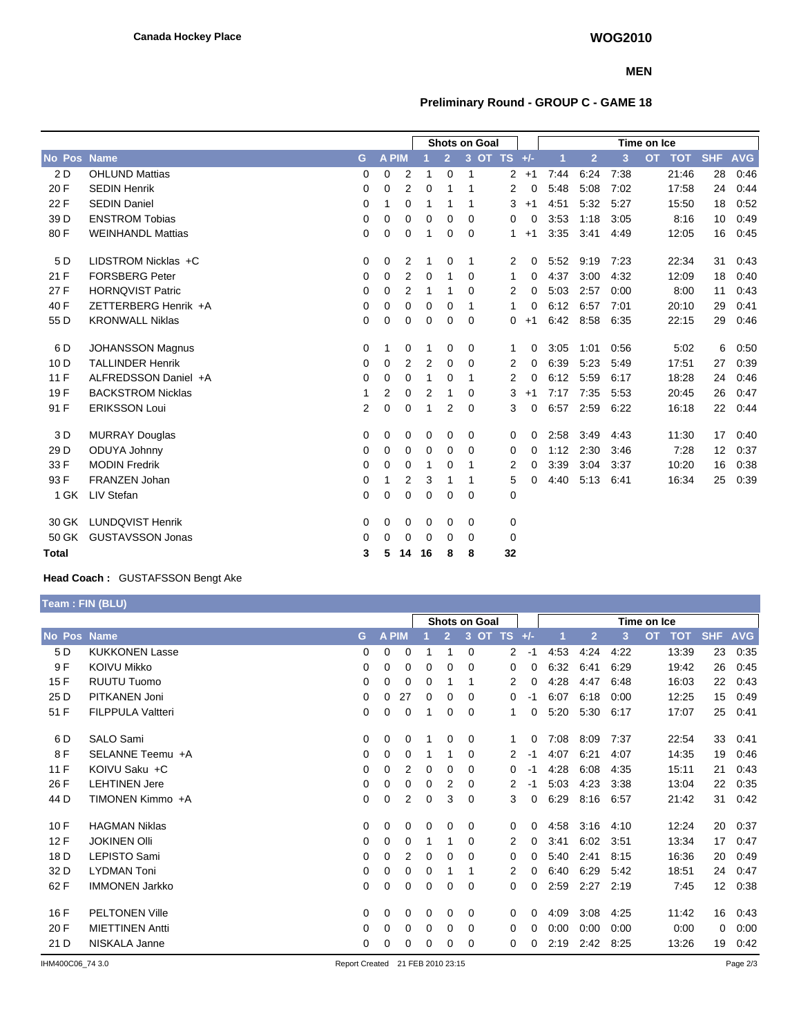**Canada Hockey Place**

**WOG2010**

**MEN**

**Preliminary Round - GROUP C - GAME 18**

| No | Pos | Name | G | A | PIM | Shots on Goal 1 | 2 | 3 | OT | TS | +/- | Time on Ice 1 | 2 | 3 | OT | TOT | SHF | AVG |
|---|---|---|---|---|---|---|---|---|---|---|---|---|---|---|---|---|---|---|
| 2 | D | OHLUND Mattias | 0 | 0 | 2 | 1 | 0 | 1 | | 2 | +1 | 7:44 | 6:24 | 7:38 | | 21:46 | 28 | 0:46 |
| 20 | F | SEDIN Henrik | 0 | 0 | 2 | 0 | 1 | 1 | | 2 | 0 | 5:48 | 5:08 | 7:02 | | 17:58 | 24 | 0:44 |
| 22 | F | SEDIN Daniel | 0 | 1 | 0 | 1 | 1 | 1 | | 3 | +1 | 4:51 | 5:32 | 5:27 | | 15:50 | 18 | 0:52 |
| 39 | D | ENSTROM Tobias | 0 | 0 | 0 | 0 | 0 | 0 | | 0 | 0 | 3:53 | 1:18 | 3:05 | | 8:16 | 10 | 0:49 |
| 80 | F | WEINHANDL Mattias | 0 | 0 | 0 | 1 | 0 | 0 | | 1 | +1 | 3:35 | 3:41 | 4:49 | | 12:05 | 16 | 0:45 |
| 5 | D | LIDSTROM Nicklas +C | 0 | 0 | 2 | 1 | 0 | 1 | | 2 | 0 | 5:52 | 9:19 | 7:23 | | 22:34 | 31 | 0:43 |
| 21 | F | FORSBERG Peter | 0 | 0 | 2 | 0 | 1 | 0 | | 1 | 0 | 4:37 | 3:00 | 4:32 | | 12:09 | 18 | 0:40 |
| 27 | F | HORNQVIST Patric | 0 | 0 | 2 | 1 | 1 | 0 | | 2 | 0 | 5:03 | 2:57 | 0:00 | | 8:00 | 11 | 0:43 |
| 40 | F | ZETTERBERG Henrik +A | 0 | 0 | 0 | 0 | 0 | 1 | | 1 | 0 | 6:12 | 6:57 | 7:01 | | 20:10 | 29 | 0:41 |
| 55 | D | KRONWALL Niklas | 0 | 0 | 0 | 0 | 0 | 0 | | 0 | +1 | 6:42 | 8:58 | 6:35 | | 22:15 | 29 | 0:46 |
| 6 | D | JOHANSSON Magnus | 0 | 1 | 0 | 1 | 0 | 0 | | 1 | 0 | 3:05 | 1:01 | 0:56 | | 5:02 | 6 | 0:50 |
| 10 | D | TALLINDER Henrik | 0 | 0 | 2 | 2 | 0 | 0 | | 2 | 0 | 6:39 | 5:23 | 5:49 | | 17:51 | 27 | 0:39 |
| 11 | F | ALFREDSSON Daniel +A | 0 | 0 | 0 | 1 | 0 | 1 | | 2 | 0 | 6:12 | 5:59 | 6:17 | | 18:28 | 24 | 0:46 |
| 19 | F | BACKSTROM Nicklas | 1 | 2 | 0 | 2 | 1 | 0 | | 3 | +1 | 7:17 | 7:35 | 5:53 | | 20:45 | 26 | 0:47 |
| 91 | F | ERIKSSON Loui | 2 | 0 | 0 | 1 | 2 | 0 | | 3 | 0 | 6:57 | 2:59 | 6:22 | | 16:18 | 22 | 0:44 |
| 3 | D | MURRAY Douglas | 0 | 0 | 0 | 0 | 0 | 0 | | 0 | 0 | 2:58 | 3:49 | 4:43 | | 11:30 | 17 | 0:40 |
| 29 | D | ODUYA Johnny | 0 | 0 | 0 | 0 | 0 | 0 | | 0 | 0 | 1:12 | 2:30 | 3:46 | | 7:28 | 12 | 0:37 |
| 33 | F | MODIN Fredrik | 0 | 0 | 0 | 1 | 0 | 1 | | 2 | 0 | 3:39 | 3:04 | 3:37 | | 10:20 | 16 | 0:38 |
| 93 | F | FRANZEN Johan | 0 | 1 | 2 | 3 | 1 | 1 | | 5 | 0 | 4:40 | 5:13 | 6:41 | | 16:34 | 25 | 0:39 |
| 1 | GK | LIV Stefan | 0 | 0 | 0 | 0 | 0 | 0 | | 0 | | | | | | | | |
| 30 | GK | LUNDQVIST Henrik | 0 | 0 | 0 | 0 | 0 | 0 | | 0 | | | | | | | | |
| 50 | GK | GUSTAVSSON Jonas | 0 | 0 | 0 | 0 | 0 | 0 | | 0 | | | | | | | | |
| **Total** | | | **3** | **5** | **14** | **16** | **8** | **8** | | **32** | | | | | | | | |

**Head Coach :** GUSTAFSSON Bengt Ake

**Team : FIN (BLU)**

| No | Pos | Name | G | A | PIM | Shots on Goal 1 | 2 | 3 | OT | TS | +/- | Time on Ice 1 | 2 | 3 | OT | TOT | SHF | AVG |
|---|---|---|---|---|---|---|---|---|---|---|---|---|---|---|---|---|---|---|
| 5 | D | KUKKONEN Lasse | 0 | 0 | 0 | 1 | 1 | 0 | | 2 | -1 | 4:53 | 4:24 | 4:22 | | 13:39 | 23 | 0:35 |
| 9 | F | KOIVU Mikko | 0 | 0 | 0 | 0 | 0 | 0 | | 0 | 0 | 6:32 | 6:41 | 6:29 | | 19:42 | 26 | 0:45 |
| 15 | F | RUUTU Tuomo | 0 | 0 | 0 | 0 | 1 | 1 | | 2 | 0 | 4:28 | 4:47 | 6:48 | | 16:03 | 22 | 0:43 |
| 25 | D | PITKANEN Joni | 0 | 0 | 27 | 0 | 0 | 0 | | 0 | -1 | 6:07 | 6:18 | 0:00 | | 12:25 | 15 | 0:49 |
| 51 | F | FILPPULA Valtteri | 0 | 0 | 0 | 1 | 0 | 0 | | 1 | 0 | 5:20 | 5:30 | 6:17 | | 17:07 | 25 | 0:41 |
| 6 | D | SALO Sami | 0 | 0 | 0 | 1 | 0 | 0 | | 1 | 0 | 7:08 | 8:09 | 7:37 | | 22:54 | 33 | 0:41 |
| 8 | F | SELANNE Teemu +A | 0 | 0 | 0 | 1 | 1 | 0 | | 2 | -1 | 4:07 | 6:21 | 4:07 | | 14:35 | 19 | 0:46 |
| 11 | F | KOIVU Saku +C | 0 | 0 | 2 | 0 | 0 | 0 | | 0 | -1 | 4:28 | 6:08 | 4:35 | | 15:11 | 21 | 0:43 |
| 26 | F | LEHTINEN Jere | 0 | 0 | 0 | 0 | 2 | 0 | | 2 | -1 | 5:03 | 4:23 | 3:38 | | 13:04 | 22 | 0:35 |
| 44 | D | TIMONEN Kimmo +A | 0 | 0 | 2 | 0 | 3 | 0 | | 3 | 0 | 6:29 | 8:16 | 6:57 | | 21:42 | 31 | 0:42 |
| 10 | F | HAGMAN Niklas | 0 | 0 | 0 | 0 | 0 | 0 | | 0 | 0 | 4:58 | 3:16 | 4:10 | | 12:24 | 20 | 0:37 |
| 12 | F | JOKINEN Olli | 0 | 0 | 0 | 1 | 1 | 0 | | 2 | 0 | 3:41 | 6:02 | 3:51 | | 13:34 | 17 | 0:47 |
| 18 | D | LEPISTO Sami | 0 | 0 | 2 | 0 | 0 | 0 | | 0 | 0 | 5:40 | 2:41 | 8:15 | | 16:36 | 20 | 0:49 |
| 32 | D | LYDMAN Toni | 0 | 0 | 0 | 0 | 1 | 1 | | 2 | 0 | 6:40 | 6:29 | 5:42 | | 18:51 | 24 | 0:47 |
| 62 | F | IMMONEN Jarkko | 0 | 0 | 0 | 0 | 0 | 0 | | 0 | 0 | 2:59 | 2:27 | 2:19 | | 7:45 | 12 | 0:38 |
| 16 | F | PELTONEN Ville | 0 | 0 | 0 | 0 | 0 | 0 | | 0 | 0 | 4:09 | 3:08 | 4:25 | | 11:42 | 16 | 0:43 |
| 20 | F | MIETTINEN Antti | 0 | 0 | 0 | 0 | 0 | 0 | | 0 | 0 | 0:00 | 0:00 | 0:00 | | 0:00 | 0 | 0:00 |
| 21 | D | NISKALA Janne | 0 | 0 | 0 | 0 | 0 | 0 | | 0 | 0 | 2:19 | 2:42 | 8:25 | | 13:26 | 19 | 0:42 |

IHM400C06_74 3.0 — Report Created 21 FEB 2010 23:15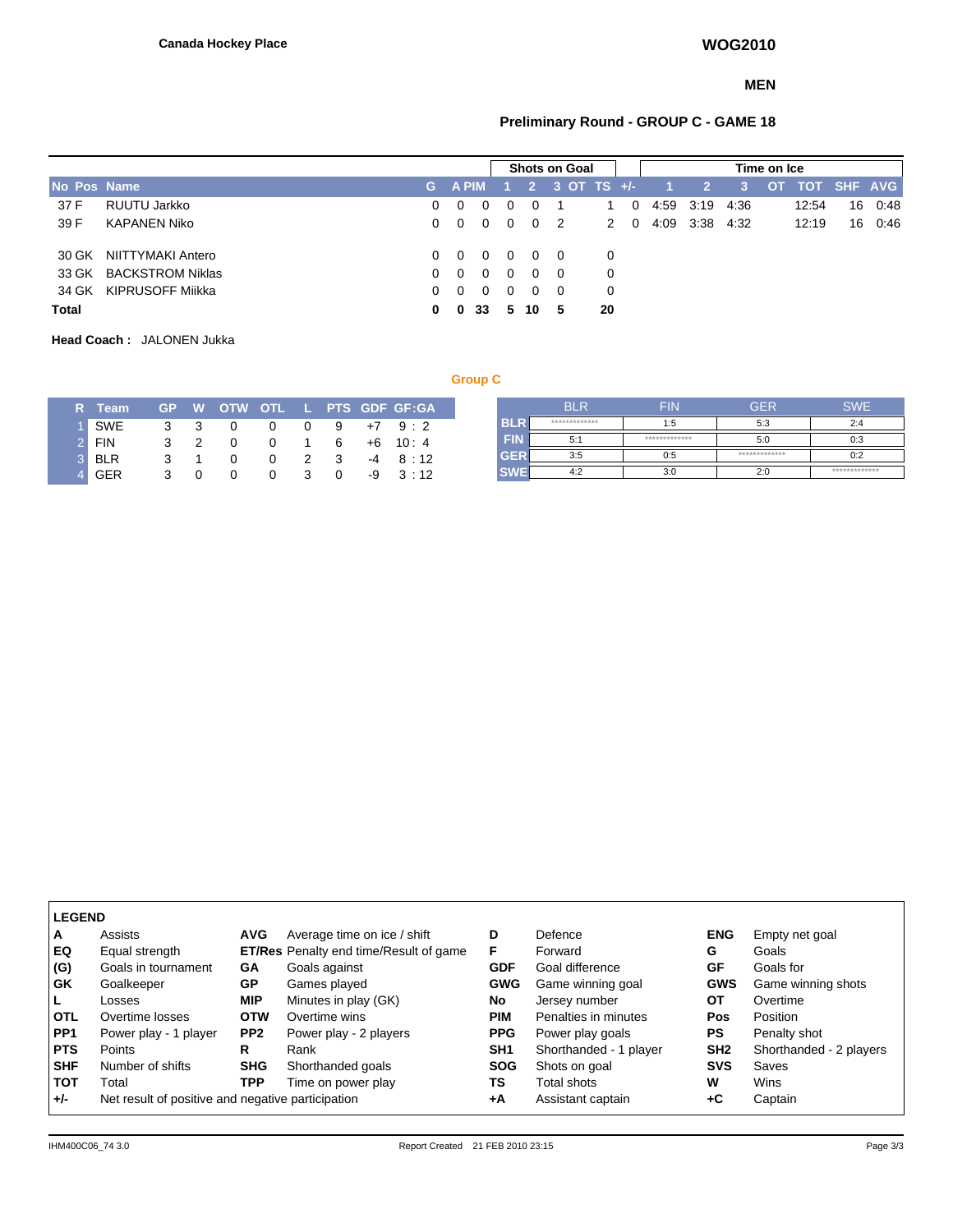Canada Hockey Place

**WOG2010**

**MEN**

**Preliminary Round - GROUP C - GAME 18**

| No | Pos | Name | G | A | PIM | Shots on Goal 1 | 2 | 3 | OT | TS | +/- | Time on Ice 1 | 2 | 3 | OT | TOT | SHF | AVG |
|---|---|---|---|---|---|---|---|---|---|---|---|---|---|---|---|---|---|---|
| 37 | F | RUUTU Jarkko | 0 | 0 | 0 | 0 | 0 | 1 | | 1 | 0 | 4:59 | 3:19 | 4:36 | | 12:54 | 16 | 0:48 |
| 39 | F | KAPANEN Niko | 0 | 0 | 0 | 0 | 0 | 2 | | 2 | 0 | 4:09 | 3:38 | 4:32 | | 12:19 | 16 | 0:46 |
| 30 | GK | NIITTYMAKI Antero | 0 | 0 | 0 | 0 | 0 | 0 | | 0 | | | | | | | | |
| 33 | GK | BACKSTROM Niklas | 0 | 0 | 0 | 0 | 0 | 0 | | 0 | | | | | | | | |
| 34 | GK | KIPRUSOFF Miikka | 0 | 0 | 0 | 0 | 0 | 0 | | 0 | | | | | | | | |
| **Total** | | | **0** | **0** | **33** | **5** | **10** | **5** | | **20** | | | | | | | | |

**Head Coach :** JALONEN Jukka

**Group C**

| R | Team | GP | W | OTW | OTL | L | PTS | GDF | GF:GA |
|---|---|---|---|---|---|---|---|---|---|
| 1 | SWE | 3 | 3 | 0 | 0 | 0 | 9 | +7 | 9 : 2 |
| 2 | FIN | 3 | 2 | 0 | 0 | 1 | 6 | +6 | 10 : 4 |
| 3 | BLR | 3 | 1 | 0 | 0 | 2 | 3 | -4 | 8 : 12 |
| 4 | GER | 3 | 0 | 0 | 0 | 3 | 0 | -9 | 3 : 12 |

| | BLR | FIN | GER | SWE |
|---|---|---|---|---|
| BLR | ************* | 1:5 | 5:3 | 2:4 |
| FIN | 5:1 | ************* | 5:0 | 0:3 |
| GER | 3:5 | 0:5 | ************* | 0:2 |
| SWE | 4:2 | 3:0 | 2:0 | ************* |

**LEGEND**

| | | | | | | | |
|---|---|---|---|---|---|---|---|
| **A** | Assists | **AVG** | Average time on ice / shift | **D** | Defence | **ENG** | Empty net goal |
| **EQ** | Equal strength | **ET/Res** | Penalty end time/Result of game | **F** | Forward | **G** | Goals |
| **(G)** | Goals in tournament | **GA** | Goals against | **GDF** | Goal difference | **GF** | Goals for |
| **GK** | Goalkeeper | **GP** | Games played | **GWG** | Game winning goal | **GWS** | Game winning shots |
| **L** | Losses | **MIP** | Minutes in play (GK) | **No** | Jersey number | **OT** | Overtime |
| **OTL** | Overtime losses | **OTW** | Overtime wins | **PIM** | Penalties in minutes | **Pos** | Position |
| **PP1** | Power play - 1 player | **PP2** | Power play - 2 players | **PPG** | Power play goals | **PS** | Penalty shot |
| **PTS** | Points | **R** | Rank | **SH1** | Shorthanded - 1 player | **SH2** | Shorthanded - 2 players |
| **SHF** | Number of shifts | **SHG** | Shorthanded goals | **SOG** | Shots on goal | **SVS** | Saves |
| **TOT** | Total | **TPP** | Time on power play | **TS** | Total shots | **W** | Wins |
| **+/-** | Net result of positive and negative participation | | | **+A** | Assistant captain | **+C** | Captain |

IHM400C06_74 3.0 Report Created 21 FEB 2010 23:15